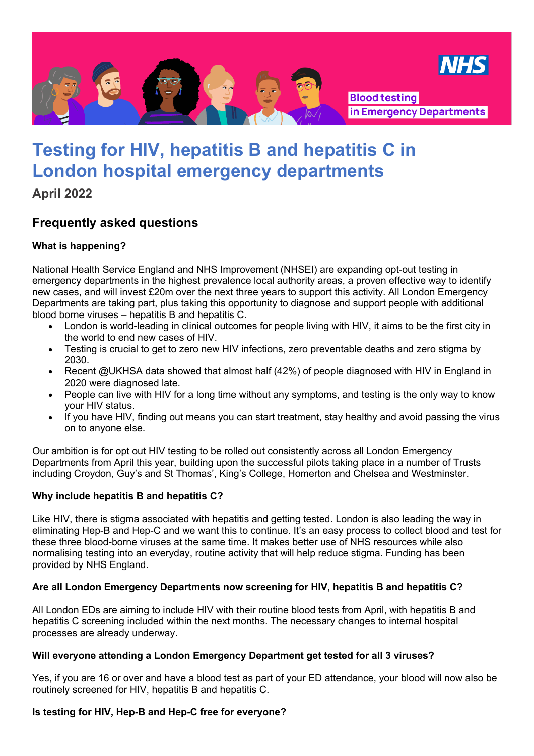Blood testing in Emergency Departments

# Testing for HIV, hepatitis B and hepatitis C in London hospital emergency departments

**April 2022**

## Frequently asked questions

**What is happening?**

National Health Service England and NHS Improvement (NHSEI) are expanding opt-out testing in emergency departments in the highest prevalence local authority areas, a proven effective way to identify new cases, and will invest £20m over the next three years to support this activity. All London Emergency Departments are taking part, plus taking this opportunity to diagnose and support people with additional blood borne viruses – hepatitis B and hepatitis C.

- London is world-leading in clinical outcomes for people living with HIV, it aims to be the first city in the world to end new cases of HIV.
- Testing is crucial to get to zero new HIV infections, zero preventable deaths and zero stigma by 2030.
- Recent @UKHSA data showed that almost half (42%) of people diagnosed with HIV in England in 2020 were diagnosed late.
- People can live with HIV for a long time without any symptoms, and testing is the only way to know your HIV status.
- If you have HIV, finding out means you can start treatment, stay healthy and avoid passing the virus on to anyone else.

Our ambition is for opt out HIV testing to be rolled out consistently across all London Emergency Departments from April this year, building upon the successful pilots taking place in a number of Trusts including Croydon, Guy's and St Thomas', King's College, Homerton and Chelsea and Westminster.

**Why include hepatitis B and hepatitis C?**

Like HIV, there is stigma associated with hepatitis and getting tested. London is also leading the way in eliminating Hep-B and Hep-C and we want this to continue. It's an easy process to collect blood and test for these three blood-borne viruses at the same time. It makes better use of NHS resources while also normalising testing into an everyday, routine activity that will help reduce stigma. Funding has been provided by NHS England.

**Are all London Emergency Departments now screening for HIV, hepatitis B and hepatitis C?**

All London EDs are aiming to include HIV with their routine blood tests from April, with hepatitis B and hepatitis C screening included within the next months. The necessary changes to internal hospital processes are already underway.

**Will everyone attending a London Emergency Department get tested for all 3 viruses?**

Yes, if you are 16 or over and have a blood test as part of your ED attendance, your blood will now also be routinely screened for HIV, hepatitis B and hepatitis C.

**Is testing for HIV, Hep-B and Hep-C free for everyone?**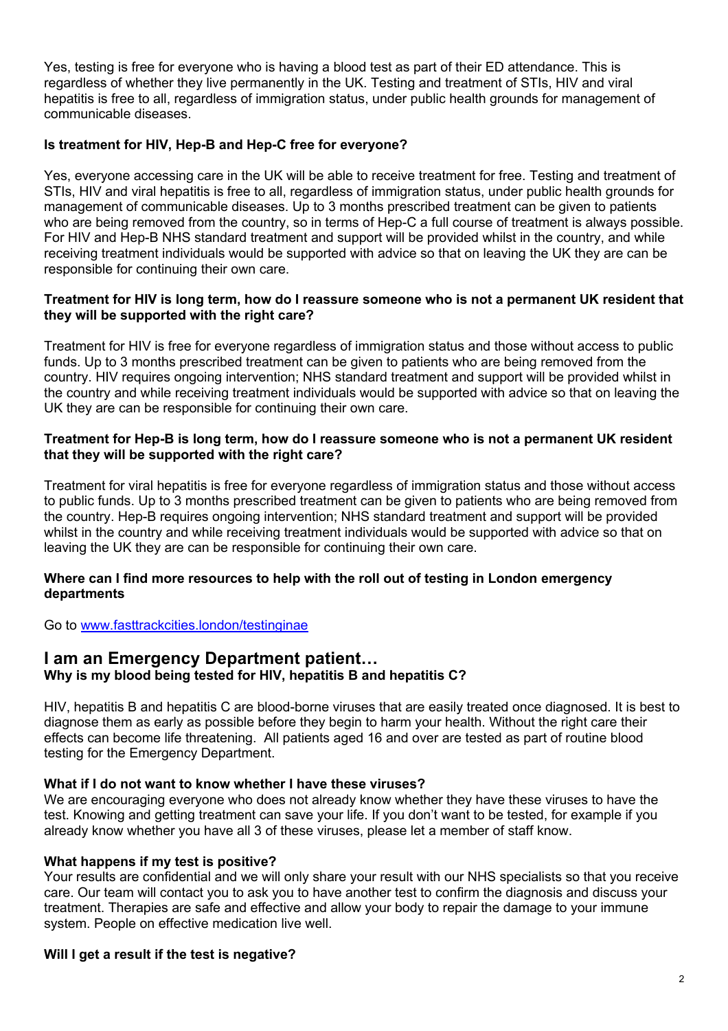Yes, testing is free for everyone who is having a blood test as part of their ED attendance. This is regardless of whether they live permanently in the UK. Testing and treatment of STIs, HIV and viral hepatitis is free to all, regardless of immigration status, under public health grounds for management of communicable diseases.

**Is treatment for HIV, Hep-B and Hep-C free for everyone?**

Yes, everyone accessing care in the UK will be able to receive treatment for free. Testing and treatment of STIs, HIV and viral hepatitis is free to all, regardless of immigration status, under public health grounds for management of communicable diseases. Up to 3 months prescribed treatment can be given to patients who are being removed from the country, so in terms of Hep-C a full course of treatment is always possible. For HIV and Hep-B NHS standard treatment and support will be provided whilst in the country, and while receiving treatment individuals would be supported with advice so that on leaving the UK they are can be responsible for continuing their own care.

**Treatment for HIV is long term, how do I reassure someone who is not a permanent UK resident that they will be supported with the right care?**

Treatment for HIV is free for everyone regardless of immigration status and those without access to public funds. Up to 3 months prescribed treatment can be given to patients who are being removed from the country. HIV requires ongoing intervention; NHS standard treatment and support will be provided whilst in the country and while receiving treatment individuals would be supported with advice so that on leaving the UK they are can be responsible for continuing their own care.

**Treatment for Hep-B is long term, how do I reassure someone who is not a permanent UK resident that they will be supported with the right care?**

Treatment for viral hepatitis is free for everyone regardless of immigration status and those without access to public funds. Up to 3 months prescribed treatment can be given to patients who are being removed from the country. Hep-B requires ongoing intervention; NHS standard treatment and support will be provided whilst in the country and while receiving treatment individuals would be supported with advice so that on leaving the UK they are can be responsible for continuing their own care.

**Where can I find more resources to help with the roll out of testing in London emergency departments**

Go to [www.fasttrackcities.london/testinginae](http://www.fasttrackcities.london/testinginae)

## I am an Emergency Department patient…

**Why is my blood being tested for HIV, hepatitis B and hepatitis C?**

HIV, hepatitis B and hepatitis C are blood-borne viruses that are easily treated once diagnosed. It is best to diagnose them as early as possible before they begin to harm your health. Without the right care their effects can become life threatening. All patients aged 16 and over are tested as part of routine blood testing for the Emergency Department.

**What if I do not want to know whether I have these viruses?**

We are encouraging everyone who does not already know whether they have these viruses to have the test. Knowing and getting treatment can save your life. If you don't want to be tested, for example if you already know whether you have all 3 of these viruses, please let a member of staff know.

**What happens if my test is positive?**

Your results are confidential and we will only share your result with our NHS specialists so that you receive care. Our team will contact you to ask you to have another test to confirm the diagnosis and discuss your treatment. Therapies are safe and effective and allow your body to repair the damage to your immune system. People on effective medication live well.

**Will I get a result if the test is negative?**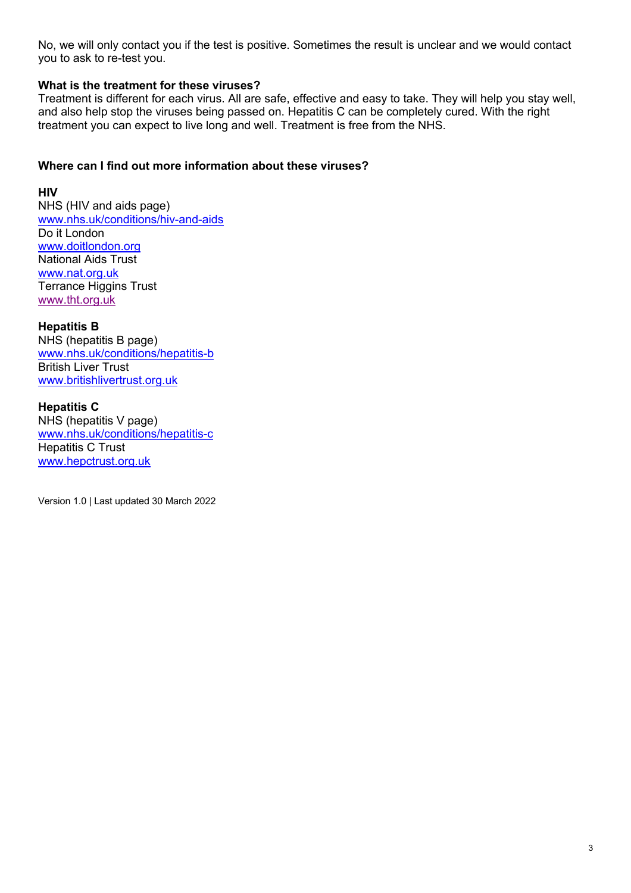No, we will only contact you if the test is positive. Sometimes the result is unclear and we would contact you to ask to re-test you.

**What is the treatment for these viruses?**
Treatment is different for each virus. All are safe, effective and easy to take. They will help you stay well, and also help stop the viruses being passed on. Hepatitis C can be completely cured. With the right treatment you can expect to live long and well. Treatment is free from the NHS.

**Where can I find out more information about these viruses?**

**HIV**
NHS (HIV and aids page)
www.nhs.uk/conditions/hiv-and-aids
Do it London
www.doitlondon.org
National Aids Trust
www.nat.org.uk
Terrance Higgins Trust
www.tht.org.uk

**Hepatitis B**
NHS (hepatitis B page)
www.nhs.uk/conditions/hepatitis-b
British Liver Trust
www.britishlivertrust.org.uk

**Hepatitis C**
NHS (hepatitis V page)
www.nhs.uk/conditions/hepatitis-c
Hepatitis C Trust
www.hepctrust.org.uk

Version 1.0 | Last updated 30 March 2022